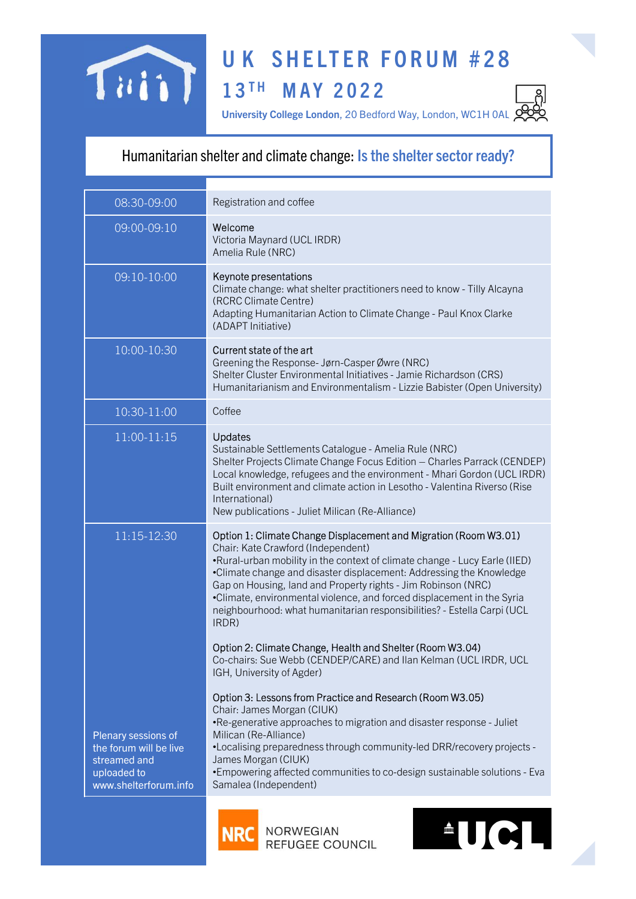# UK SHELTER FORUM #28

## 13TH MAY 2022

**University College London**, 20 Bedford Way, London, WC1H 0AL

## Humanitarian shelter and climate change: Is the shelter sector ready?

| Time | Session |
|---|---|
| 08:30-09:00 | Registration and coffee |
| 09:00-09:10 | Welcome<br>Victoria Maynard (UCL IRDR)<br>Amelia Rule (NRC) |
| 09:10-10:00 | Keynote presentations<br>Climate change: what shelter practitioners need to know - Tilly Alcayna (RCRC Climate Centre)<br>Adapting Humanitarian Action to Climate Change - Paul Knox Clarke (ADAPT Initiative) |
| 10:00-10:30 | Current state of the art<br>Greening the Response- Jørn-Casper Øwre (NRC)<br>Shelter Cluster Environmental Initiatives - Jamie Richardson (CRS)<br>Humanitarianism and Environmentalism - Lizzie Babister (Open University) |
| 10:30-11:00 | Coffee |
| 11:00-11:15 | Updates<br>Sustainable Settlements Catalogue - Amelia Rule (NRC)<br>Shelter Projects Climate Change Focus Edition – Charles Parrack (CENDEP)<br>Local knowledge, refugees and the environment - Mhari Gordon (UCL IRDR)<br>Built environment and climate action in Lesotho - Valentina Riverso (Rise International)<br>New publications - Juliet Milican (Re-Alliance) |
| 11:15-12:30 | Option 1: Climate Change Displacement and Migration (Room W3.01)<br>Chair: Kate Crawford (Independent)<br>•Rural-urban mobility in the context of climate change - Lucy Earle (IIED)<br>•Climate change and disaster displacement: Addressing the Knowledge Gap on Housing, land and Property rights - Jim Robinson (NRC)<br>•Climate, environmental violence, and forced displacement in the Syria neighbourhood: what humanitarian responsibilities? - Estella Carpi (UCL IRDR)<br><br>Option 2: Climate Change, Health and Shelter (Room W3.04)<br>Co-chairs: Sue Webb (CENDEP/CARE) and Ilan Kelman (UCL IRDR, UCL IGH, University of Agder)<br><br>Option 3: Lessons from Practice and Research (Room W3.05)<br>Chair: James Morgan (CIUK)<br>•Re-generative approaches to migration and disaster response - Juliet Milican (Re-Alliance)<br>•Localising preparedness through community-led DRR/recovery projects - James Morgan (CIUK)<br>•Empowering affected communities to co-design sustainable solutions - Eva Samalea (Independent) |

Plenary sessions of the forum will be live streamed and uploaded to www.shelterforum.info

NRC NORWEGIAN REFUGEE COUNCIL

UCL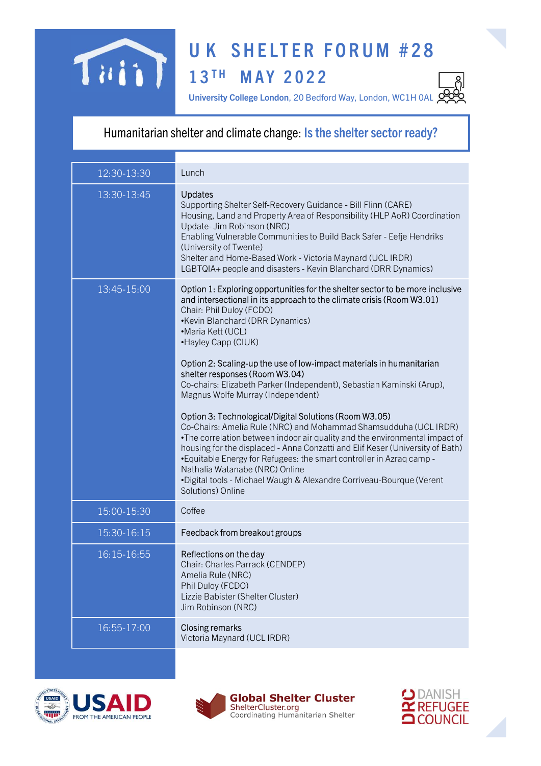# UK SHELTER FORUM #28

## 13TH MAY 2022

University College London, 20 Bedford Way, London, WC1H 0AL

## Humanitarian shelter and climate change: Is the shelter sector ready?

| | |
|---|---|
| 12:30-13:30 | Lunch |
| 13:30-13:45 | Updates<br>Supporting Shelter Self-Recovery Guidance - Bill Flinn (CARE)<br>Housing, Land and Property Area of Responsibility (HLP AoR) Coordination Update- Jim Robinson (NRC)<br>Enabling Vulnerable Communities to Build Back Safer - Eefje Hendriks (University of Twente)<br>Shelter and Home-Based Work - Victoria Maynard (UCL IRDR)<br>LGBTQIA+ people and disasters - Kevin Blanchard (DRR Dynamics) |
| 13:45-15:00 | Option 1: Exploring opportunities for the shelter sector to be more inclusive and intersectional in its approach to the climate crisis (Room W3.01)<br>Chair: Phil Duloy (FCDO)<br>•Kevin Blanchard (DRR Dynamics)<br>•Maria Kett (UCL)<br>•Hayley Capp (CIUK)<br><br>Option 2: Scaling-up the use of low-impact materials in humanitarian shelter responses (Room W3.04)<br>Co-chairs: Elizabeth Parker (Independent), Sebastian Kaminski (Arup), Magnus Wolfe Murray (Independent)<br><br>Option 3: Technological/Digital Solutions (Room W3.05)<br>Co-Chairs: Amelia Rule (NRC) and Mohammad Shamsudduha (UCL IRDR)<br>•The correlation between indoor air quality and the environmental impact of housing for the displaced - Anna Conzatti and Elif Keser (University of Bath)<br>•Equitable Energy for Refugees: the smart controller in Azraq camp - Nathalia Watanabe (NRC) Online<br>•Digital tools - Michael Waugh & Alexandre Corriveau-Bourque (Verent Solutions) Online |
| 15:00-15:30 | Coffee |
| 15:30-16:15 | Feedback from breakout groups |
| 16:15-16:55 | Reflections on the day<br>Chair: Charles Parrack (CENDEP)<br>Amelia Rule (NRC)<br>Phil Duloy (FCDO)<br>Lizzie Babister (Shelter Cluster)<br>Jim Robinson (NRC) |
| 16:55-17:00 | Closing remarks<br>Victoria Maynard (UCL IRDR) |

USAID FROM THE AMERICAN PEOPLE

Global Shelter Cluster
ShelterCluster.org
Coordinating Humanitarian Shelter

DRC DANISH REFUGEE COUNCIL